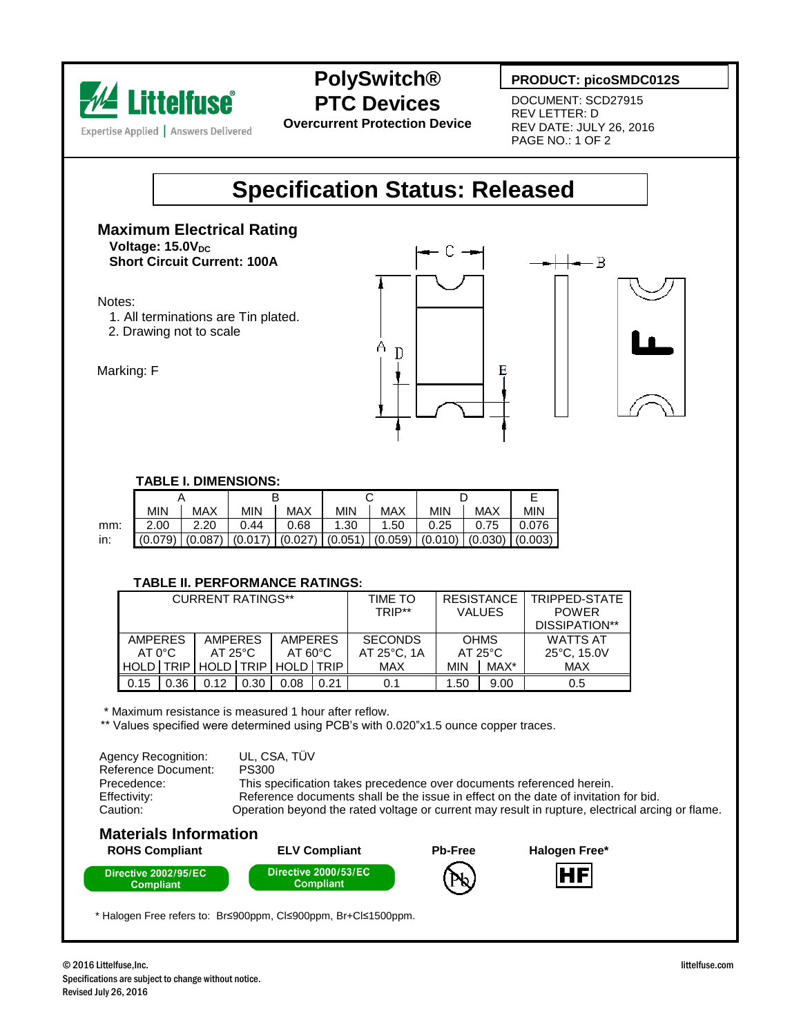Littelfuse® Expertise Applied | Answers Delivered

# PolySwitch® PTC Devices

**Overcurrent Protection Device**

**PRODUCT: picoSMDC012S**

DOCUMENT: SCD27915
REV LETTER: D
REV DATE: JULY 26, 2016
PAGE NO.: 1 OF 2

## Specification Status: Released

### Maximum Electrical Rating

**Voltage: 15.0$V_{DC}$**
**Short Circuit Current: 100A**

Notes:
1. All terminations are Tin plated.
2. Drawing not to scale

Marking: F

**TABLE I. DIMENSIONS:**

| | A | | B | | C | | D | | E |
|---|---|---|---|---|---|---|---|---|---|
| | MIN | MAX | MIN | MAX | MIN | MAX | MIN | MAX | MIN |
| mm: | 2.00 | 2.20 | 0.44 | 0.68 | 1.30 | 1.50 | 0.25 | 0.75 | 0.076 |
| in: | (0.079) | (0.087) | (0.017) | (0.027) | (0.051) | (0.059) | (0.010) | (0.030) | (0.003) |

**TABLE II. PERFORMANCE RATINGS:**

| CURRENT RATINGS** | | | | | | TIME TO TRIP** | RESISTANCE VALUES | | TRIPPED-STATE POWER DISSIPATION** |
|---|---|---|---|---|---|---|---|---|---|
| AMPERES AT 0°C | | AMPERES AT 25°C | | AMPERES AT 60°C | | SECONDS AT 25°C, 1A | OHMS AT 25°C | | WATTS AT 25°C, 15.0V |
| HOLD | TRIP | HOLD | TRIP | HOLD | TRIP | MAX | MIN | MAX* | MAX |
| 0.15 | 0.36 | 0.12 | 0.30 | 0.08 | 0.21 | 0.1 | 1.50 | 9.00 | 0.5 |

\* Maximum resistance is measured 1 hour after reflow.
** Values specified were determined using PCB's with 0.020"x1.5 ounce copper traces.

Agency Recognition: UL, CSA, TÜV
Reference Document: PS300
Precedence: This specification takes precedence over documents referenced herein.
Effectivity: Reference documents shall be the issue in effect on the date of invitation for bid.
Caution: Operation beyond the rated voltage or current may result in rupture, electrical arcing or flame.

### Materials Information

| ROHS Compliant | ELV Compliant | Pb-Free | Halogen Free* |
|---|---|---|---|
| Directive 2002/95/EC Compliant | Directive 2000/53/EC Compliant | Pb | HF |

\* Halogen Free refers to: Br≤900ppm, Cl≤900ppm, Br+Cl≤1500ppm.

© 2016 Littelfuse,Inc.
Specifications are subject to change without notice.
Revised July 26, 2016

littelfuse.com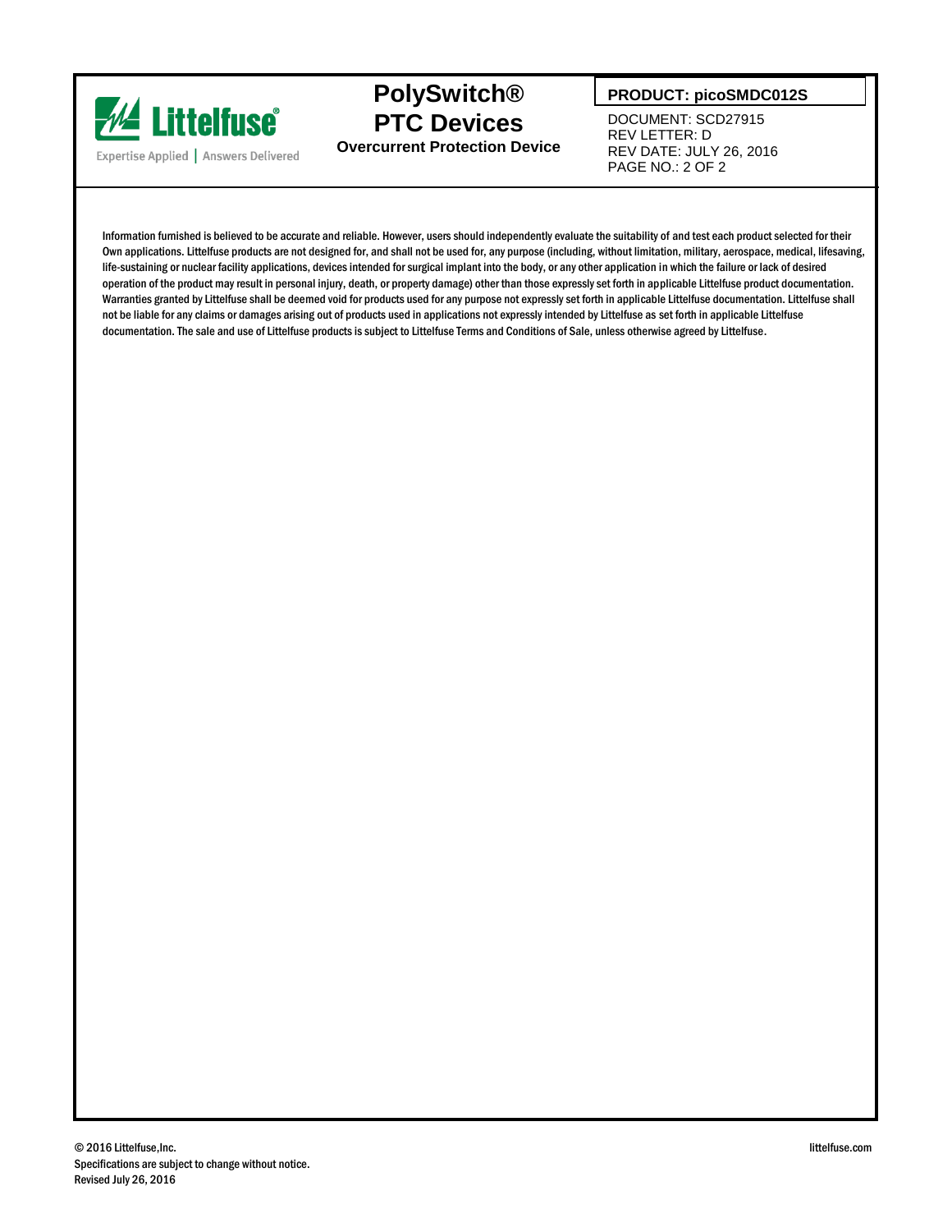Information furnished is believed to be accurate and reliable. However, users should independently evaluate the suitability of and test each product selected for their Own applications. Littelfuse products are not designed for, and shall not be used for, any purpose (including, without limitation, military, aerospace, medical, lifesaving, life-sustaining or nuclear facility applications, devices intended for surgical implant into the body, or any other application in which the failure or lack of desired operation of the product may result in personal injury, death, or property damage) other than those expressly set forth in applicable Littelfuse product documentation. Warranties granted by Littelfuse shall be deemed void for products used for any purpose not expressly set forth in applicable Littelfuse documentation. Littelfuse shall not be liable for any claims or damages arising out of products used in applications not expressly intended by Littelfuse as set forth in applicable Littelfuse documentation. The sale and use of Littelfuse products is subject to Littelfuse Terms and Conditions of Sale, unless otherwise agreed by Littelfuse.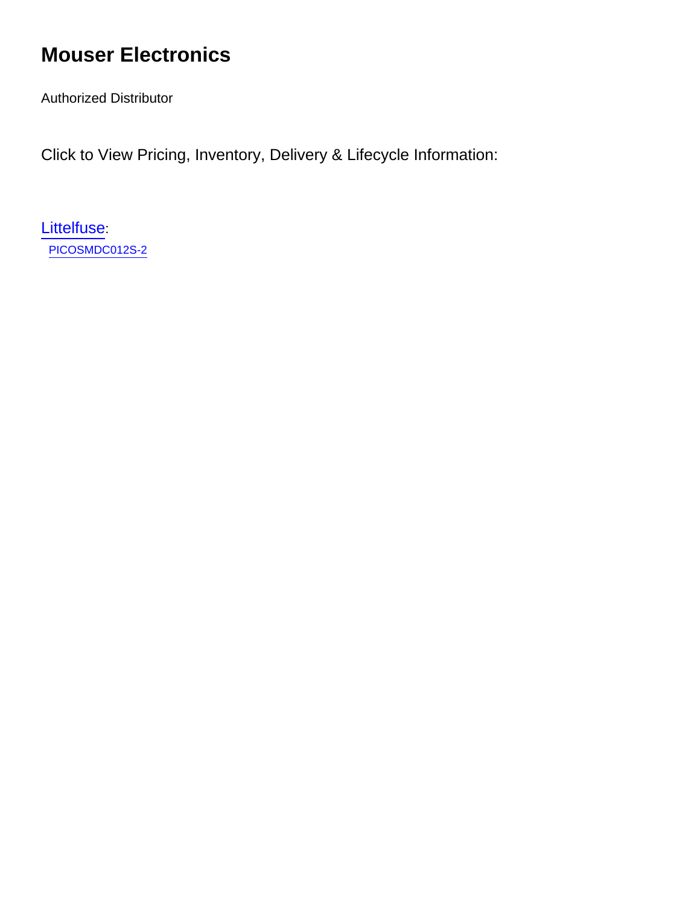# Mouser Electronics

Authorized Distributor

Click to View Pricing, Inventory, Delivery & Lifecycle Information:

Littelfuse:

PICOSMDC012S-2